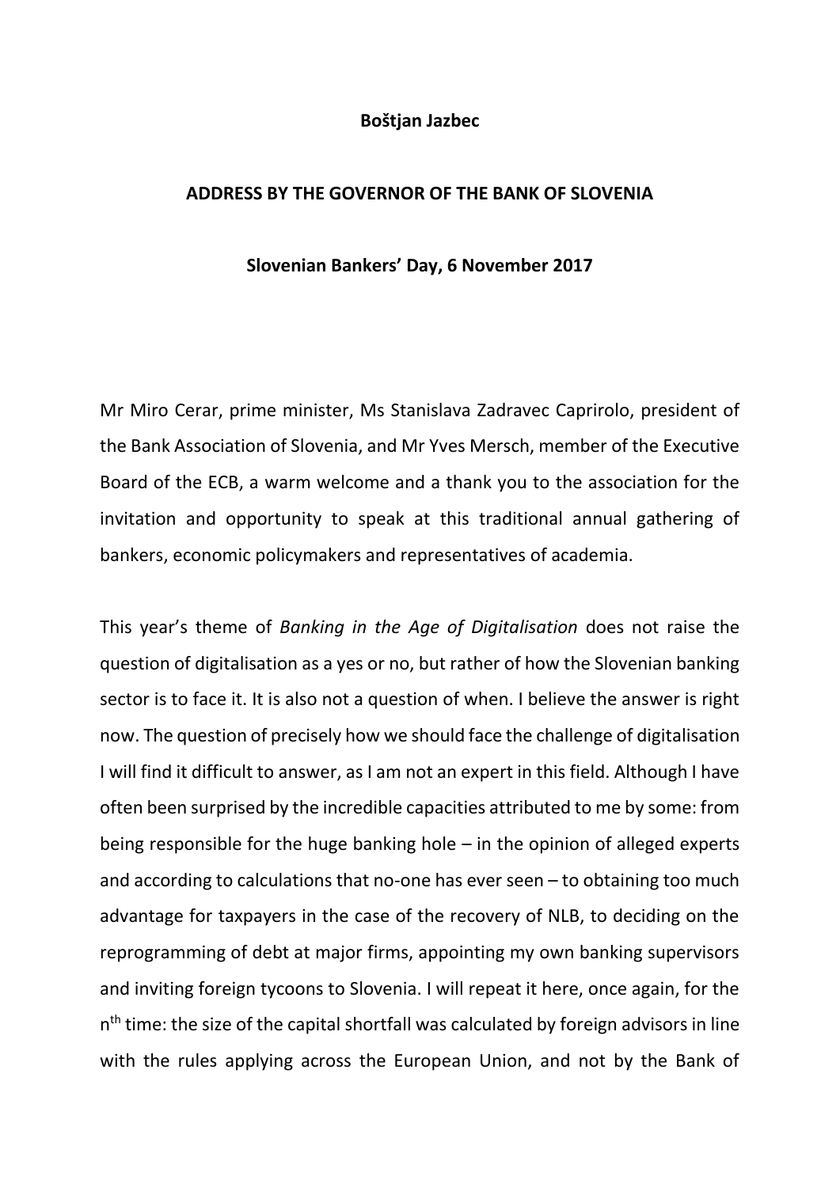**Boštjan Jazbec**

**ADDRESS BY THE GOVERNOR OF THE BANK OF SLOVENIA**

**Slovenian Bankers' Day, 6 November 2017**

Mr Miro Cerar, prime minister, Ms Stanislava Zadravec Caprirolo, president of the Bank Association of Slovenia, and Mr Yves Mersch, member of the Executive Board of the ECB, a warm welcome and a thank you to the association for the invitation and opportunity to speak at this traditional annual gathering of bankers, economic policymakers and representatives of academia.

This year's theme of *Banking in the Age of Digitalisation* does not raise the question of digitalisation as a yes or no, but rather of how the Slovenian banking sector is to face it. It is also not a question of when. I believe the answer is right now. The question of precisely how we should face the challenge of digitalisation I will find it difficult to answer, as I am not an expert in this field. Although I have often been surprised by the incredible capacities attributed to me by some: from being responsible for the huge banking hole – in the opinion of alleged experts and according to calculations that no-one has ever seen – to obtaining too much advantage for taxpayers in the case of the recovery of NLB, to deciding on the reprogramming of debt at major firms, appointing my own banking supervisors and inviting foreign tycoons to Slovenia. I will repeat it here, once again, for the $n^{th}$ time: the size of the capital shortfall was calculated by foreign advisors in line with the rules applying across the European Union, and not by the Bank of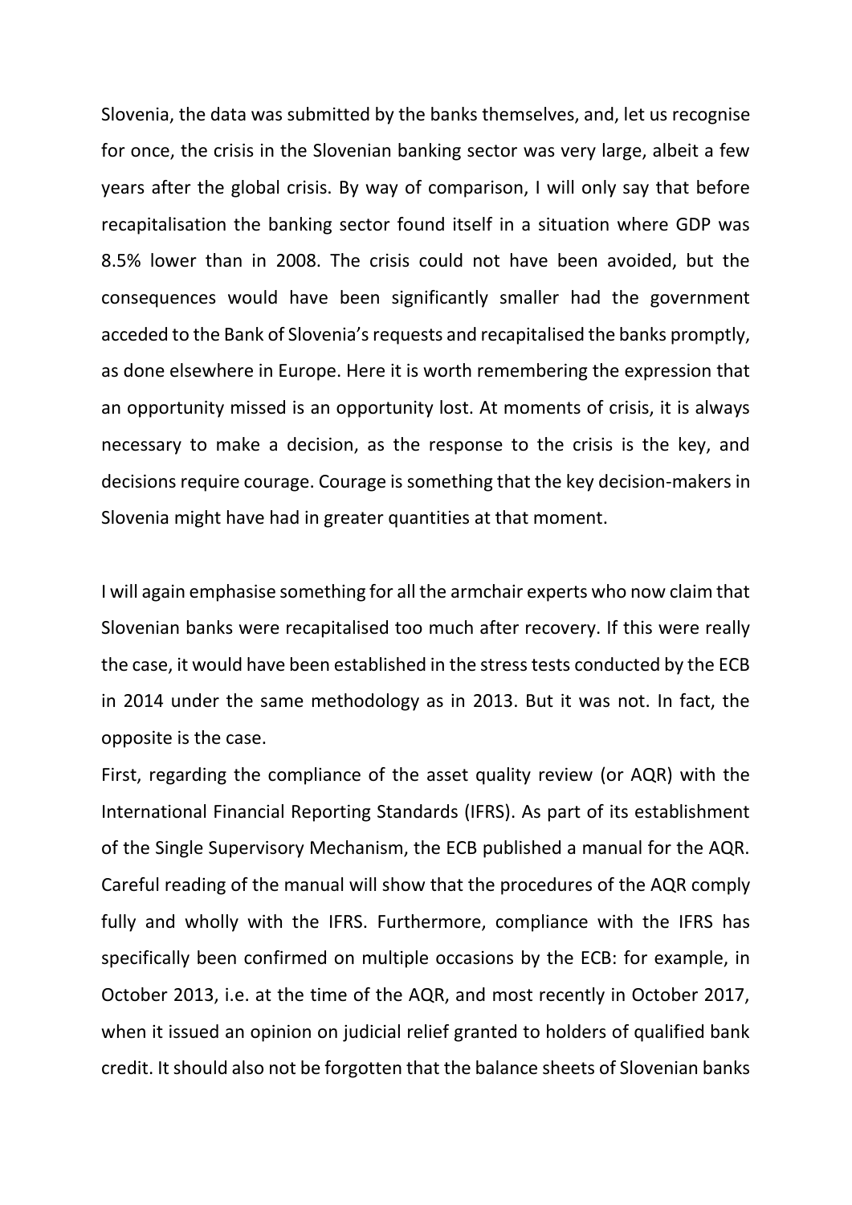Slovenia, the data was submitted by the banks themselves, and, let us recognise for once, the crisis in the Slovenian banking sector was very large, albeit a few years after the global crisis. By way of comparison, I will only say that before recapitalisation the banking sector found itself in a situation where GDP was 8.5% lower than in 2008. The crisis could not have been avoided, but the consequences would have been significantly smaller had the government acceded to the Bank of Slovenia's requests and recapitalised the banks promptly, as done elsewhere in Europe. Here it is worth remembering the expression that an opportunity missed is an opportunity lost. At moments of crisis, it is always necessary to make a decision, as the response to the crisis is the key, and decisions require courage. Courage is something that the key decision-makers in Slovenia might have had in greater quantities at that moment.

I will again emphasise something for all the armchair experts who now claim that Slovenian banks were recapitalised too much after recovery. If this were really the case, it would have been established in the stress tests conducted by the ECB in 2014 under the same methodology as in 2013. But it was not. In fact, the opposite is the case.

First, regarding the compliance of the asset quality review (or AQR) with the International Financial Reporting Standards (IFRS). As part of its establishment of the Single Supervisory Mechanism, the ECB published a manual for the AQR. Careful reading of the manual will show that the procedures of the AQR comply fully and wholly with the IFRS. Furthermore, compliance with the IFRS has specifically been confirmed on multiple occasions by the ECB: for example, in October 2013, i.e. at the time of the AQR, and most recently in October 2017, when it issued an opinion on judicial relief granted to holders of qualified bank credit. It should also not be forgotten that the balance sheets of Slovenian banks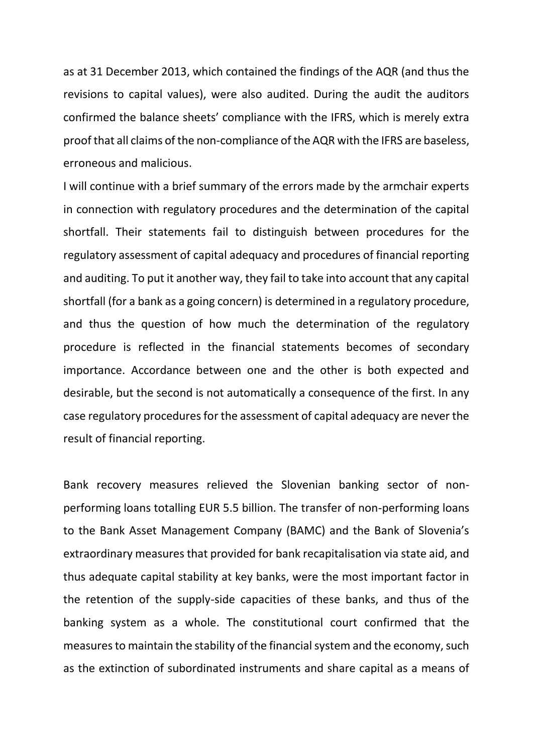as at 31 December 2013, which contained the findings of the AQR (and thus the revisions to capital values), were also audited. During the audit the auditors confirmed the balance sheets' compliance with the IFRS, which is merely extra proof that all claims of the non-compliance of the AQR with the IFRS are baseless, erroneous and malicious.

I will continue with a brief summary of the errors made by the armchair experts in connection with regulatory procedures and the determination of the capital shortfall. Their statements fail to distinguish between procedures for the regulatory assessment of capital adequacy and procedures of financial reporting and auditing. To put it another way, they fail to take into account that any capital shortfall (for a bank as a going concern) is determined in a regulatory procedure, and thus the question of how much the determination of the regulatory procedure is reflected in the financial statements becomes of secondary importance. Accordance between one and the other is both expected and desirable, but the second is not automatically a consequence of the first. In any case regulatory procedures for the assessment of capital adequacy are never the result of financial reporting.

Bank recovery measures relieved the Slovenian banking sector of non-performing loans totalling EUR 5.5 billion. The transfer of non-performing loans to the Bank Asset Management Company (BAMC) and the Bank of Slovenia's extraordinary measures that provided for bank recapitalisation via state aid, and thus adequate capital stability at key banks, were the most important factor in the retention of the supply-side capacities of these banks, and thus of the banking system as a whole. The constitutional court confirmed that the measures to maintain the stability of the financial system and the economy, such as the extinction of subordinated instruments and share capital as a means of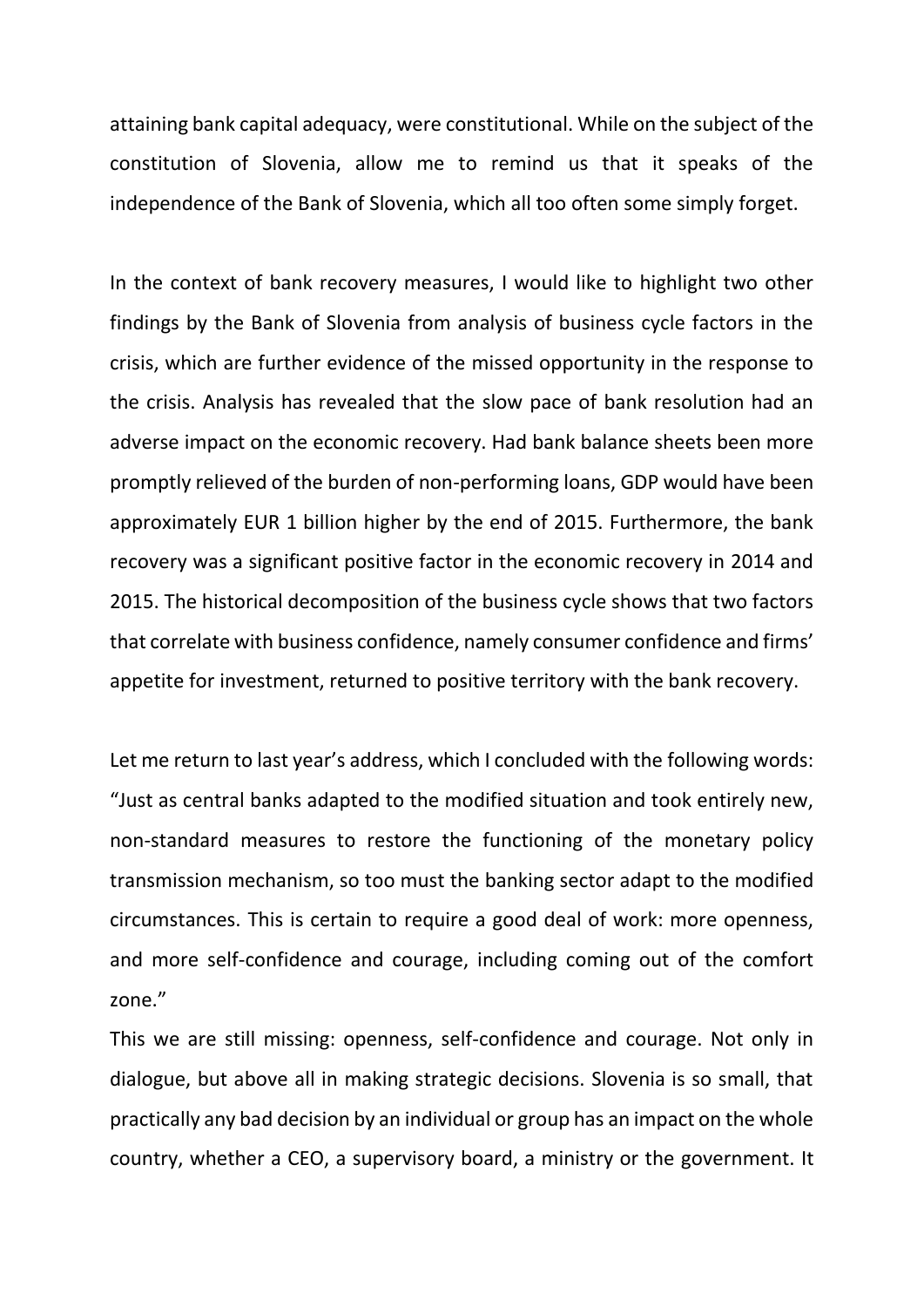attaining bank capital adequacy, were constitutional. While on the subject of the constitution of Slovenia, allow me to remind us that it speaks of the independence of the Bank of Slovenia, which all too often some simply forget.

In the context of bank recovery measures, I would like to highlight two other findings by the Bank of Slovenia from analysis of business cycle factors in the crisis, which are further evidence of the missed opportunity in the response to the crisis. Analysis has revealed that the slow pace of bank resolution had an adverse impact on the economic recovery. Had bank balance sheets been more promptly relieved of the burden of non-performing loans, GDP would have been approximately EUR 1 billion higher by the end of 2015. Furthermore, the bank recovery was a significant positive factor in the economic recovery in 2014 and 2015. The historical decomposition of the business cycle shows that two factors that correlate with business confidence, namely consumer confidence and firms' appetite for investment, returned to positive territory with the bank recovery.

Let me return to last year's address, which I concluded with the following words: "Just as central banks adapted to the modified situation and took entirely new, non-standard measures to restore the functioning of the monetary policy transmission mechanism, so too must the banking sector adapt to the modified circumstances. This is certain to require a good deal of work: more openness, and more self-confidence and courage, including coming out of the comfort zone."

This we are still missing: openness, self-confidence and courage. Not only in dialogue, but above all in making strategic decisions. Slovenia is so small, that practically any bad decision by an individual or group has an impact on the whole country, whether a CEO, a supervisory board, a ministry or the government. It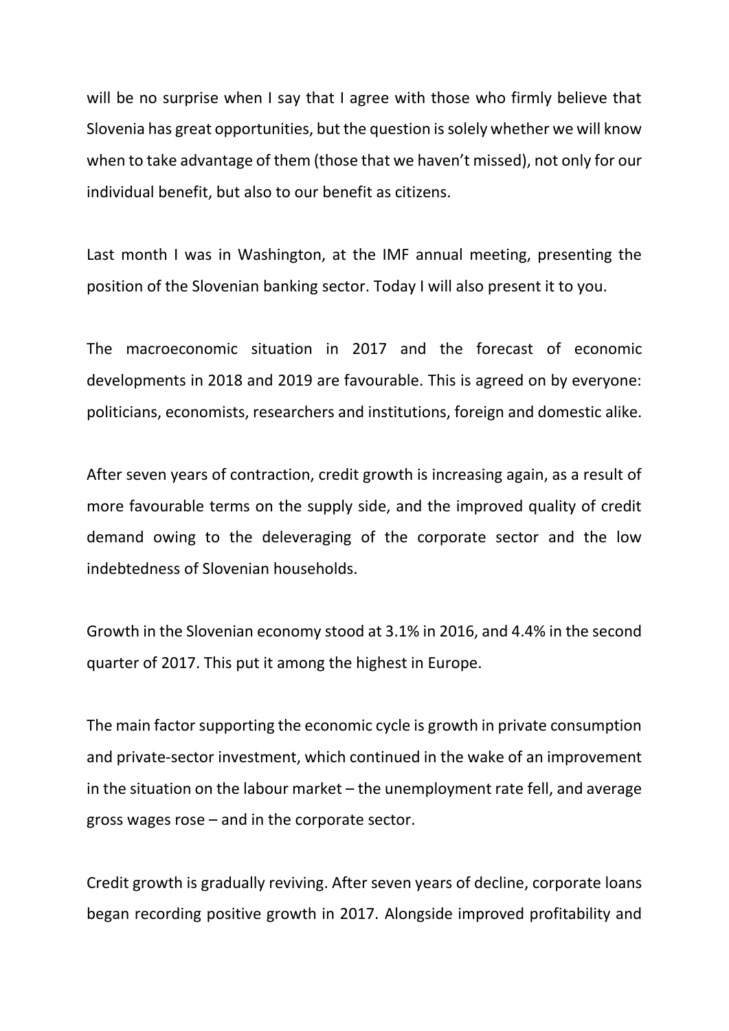will be no surprise when I say that I agree with those who firmly believe that Slovenia has great opportunities, but the question is solely whether we will know when to take advantage of them (those that we haven't missed), not only for our individual benefit, but also to our benefit as citizens.

Last month I was in Washington, at the IMF annual meeting, presenting the position of the Slovenian banking sector. Today I will also present it to you.

The macroeconomic situation in 2017 and the forecast of economic developments in 2018 and 2019 are favourable. This is agreed on by everyone: politicians, economists, researchers and institutions, foreign and domestic alike.

After seven years of contraction, credit growth is increasing again, as a result of more favourable terms on the supply side, and the improved quality of credit demand owing to the deleveraging of the corporate sector and the low indebtedness of Slovenian households.

Growth in the Slovenian economy stood at 3.1% in 2016, and 4.4% in the second quarter of 2017. This put it among the highest in Europe.

The main factor supporting the economic cycle is growth in private consumption and private-sector investment, which continued in the wake of an improvement in the situation on the labour market – the unemployment rate fell, and average gross wages rose – and in the corporate sector.

Credit growth is gradually reviving. After seven years of decline, corporate loans began recording positive growth in 2017. Alongside improved profitability and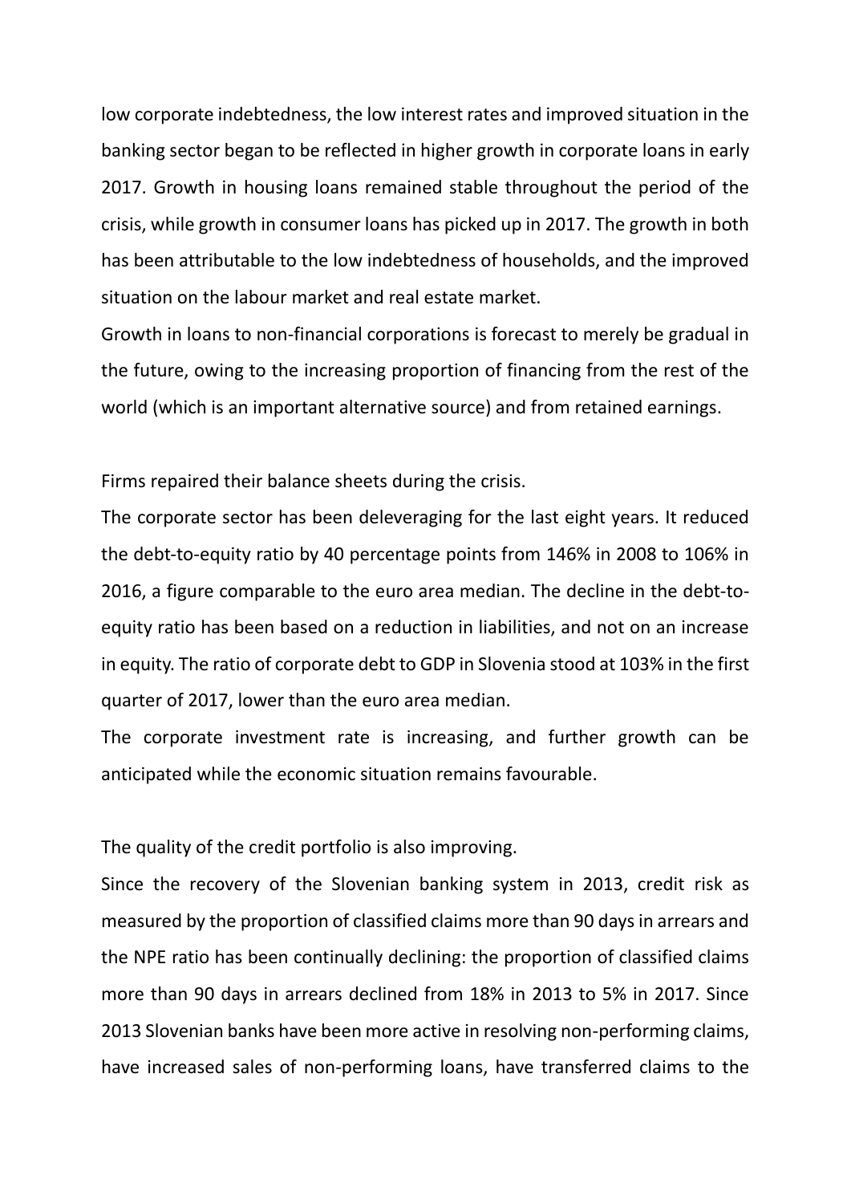low corporate indebtedness, the low interest rates and improved situation in the banking sector began to be reflected in higher growth in corporate loans in early 2017. Growth in housing loans remained stable throughout the period of the crisis, while growth in consumer loans has picked up in 2017. The growth in both has been attributable to the low indebtedness of households, and the improved situation on the labour market and real estate market.

Growth in loans to non-financial corporations is forecast to merely be gradual in the future, owing to the increasing proportion of financing from the rest of the world (which is an important alternative source) and from retained earnings.

Firms repaired their balance sheets during the crisis.

The corporate sector has been deleveraging for the last eight years. It reduced the debt-to-equity ratio by 40 percentage points from 146% in 2008 to 106% in 2016, a figure comparable to the euro area median. The decline in the debt-to-equity ratio has been based on a reduction in liabilities, and not on an increase in equity. The ratio of corporate debt to GDP in Slovenia stood at 103% in the first quarter of 2017, lower than the euro area median.

The corporate investment rate is increasing, and further growth can be anticipated while the economic situation remains favourable.

The quality of the credit portfolio is also improving.

Since the recovery of the Slovenian banking system in 2013, credit risk as measured by the proportion of classified claims more than 90 days in arrears and the NPE ratio has been continually declining: the proportion of classified claims more than 90 days in arrears declined from 18% in 2013 to 5% in 2017. Since 2013 Slovenian banks have been more active in resolving non-performing claims, have increased sales of non-performing loans, have transferred claims to the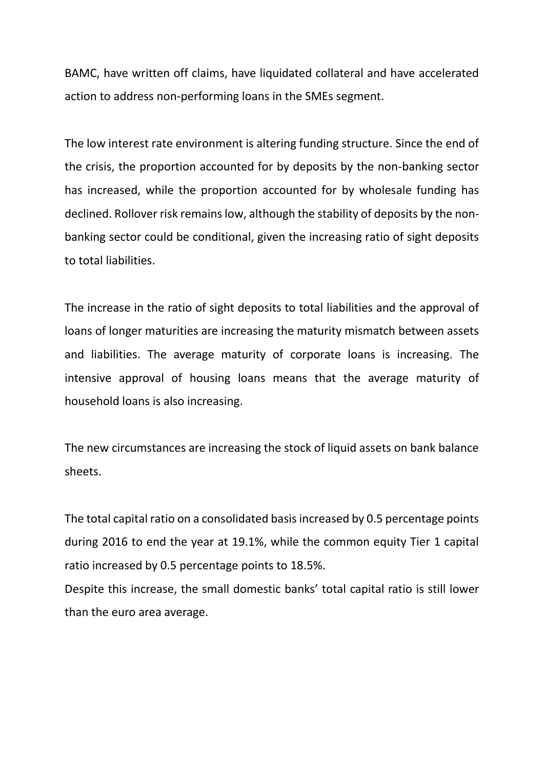BAMC, have written off claims, have liquidated collateral and have accelerated action to address non-performing loans in the SMEs segment.

The low interest rate environment is altering funding structure. Since the end of the crisis, the proportion accounted for by deposits by the non-banking sector has increased, while the proportion accounted for by wholesale funding has declined. Rollover risk remains low, although the stability of deposits by the non-banking sector could be conditional, given the increasing ratio of sight deposits to total liabilities.

The increase in the ratio of sight deposits to total liabilities and the approval of loans of longer maturities are increasing the maturity mismatch between assets and liabilities. The average maturity of corporate loans is increasing. The intensive approval of housing loans means that the average maturity of household loans is also increasing.

The new circumstances are increasing the stock of liquid assets on bank balance sheets.

The total capital ratio on a consolidated basis increased by 0.5 percentage points during 2016 to end the year at 19.1%, while the common equity Tier 1 capital ratio increased by 0.5 percentage points to 18.5%.
Despite this increase, the small domestic banks' total capital ratio is still lower than the euro area average.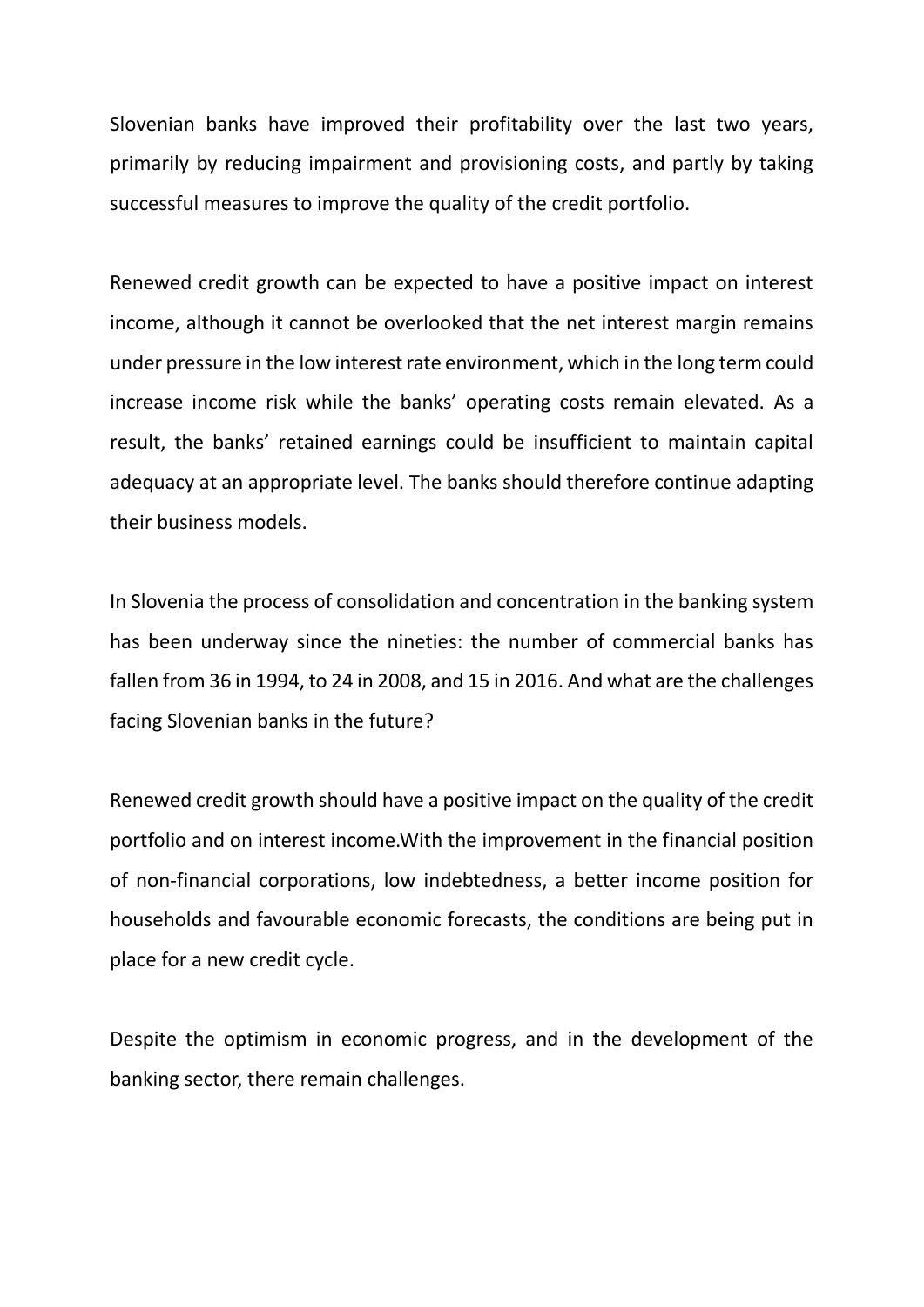Slovenian banks have improved their profitability over the last two years, primarily by reducing impairment and provisioning costs, and partly by taking successful measures to improve the quality of the credit portfolio.

Renewed credit growth can be expected to have a positive impact on interest income, although it cannot be overlooked that the net interest margin remains under pressure in the low interest rate environment, which in the long term could increase income risk while the banks' operating costs remain elevated. As a result, the banks' retained earnings could be insufficient to maintain capital adequacy at an appropriate level. The banks should therefore continue adapting their business models.

In Slovenia the process of consolidation and concentration in the banking system has been underway since the nineties: the number of commercial banks has fallen from 36 in 1994, to 24 in 2008, and 15 in 2016. And what are the challenges facing Slovenian banks in the future?

Renewed credit growth should have a positive impact on the quality of the credit portfolio and on interest income.With the improvement in the financial position of non-financial corporations, low indebtedness, a better income position for households and favourable economic forecasts, the conditions are being put in place for a new credit cycle.

Despite the optimism in economic progress, and in the development of the banking sector, there remain challenges.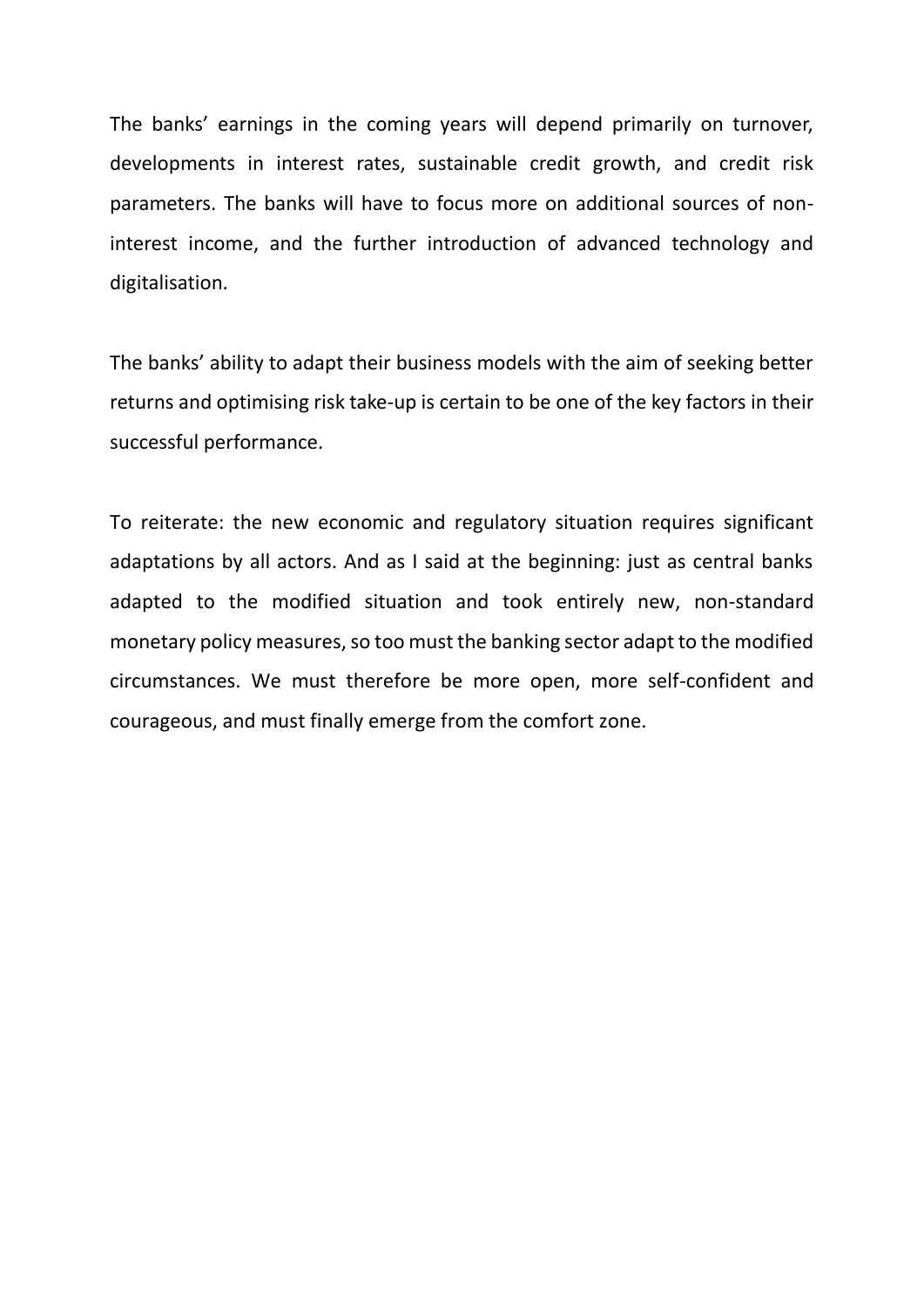The banks' earnings in the coming years will depend primarily on turnover, developments in interest rates, sustainable credit growth, and credit risk parameters. The banks will have to focus more on additional sources of non-interest income, and the further introduction of advanced technology and digitalisation.

The banks' ability to adapt their business models with the aim of seeking better returns and optimising risk take-up is certain to be one of the key factors in their successful performance.

To reiterate: the new economic and regulatory situation requires significant adaptations by all actors. And as I said at the beginning: just as central banks adapted to the modified situation and took entirely new, non-standard monetary policy measures, so too must the banking sector adapt to the modified circumstances. We must therefore be more open, more self-confident and courageous, and must finally emerge from the comfort zone.